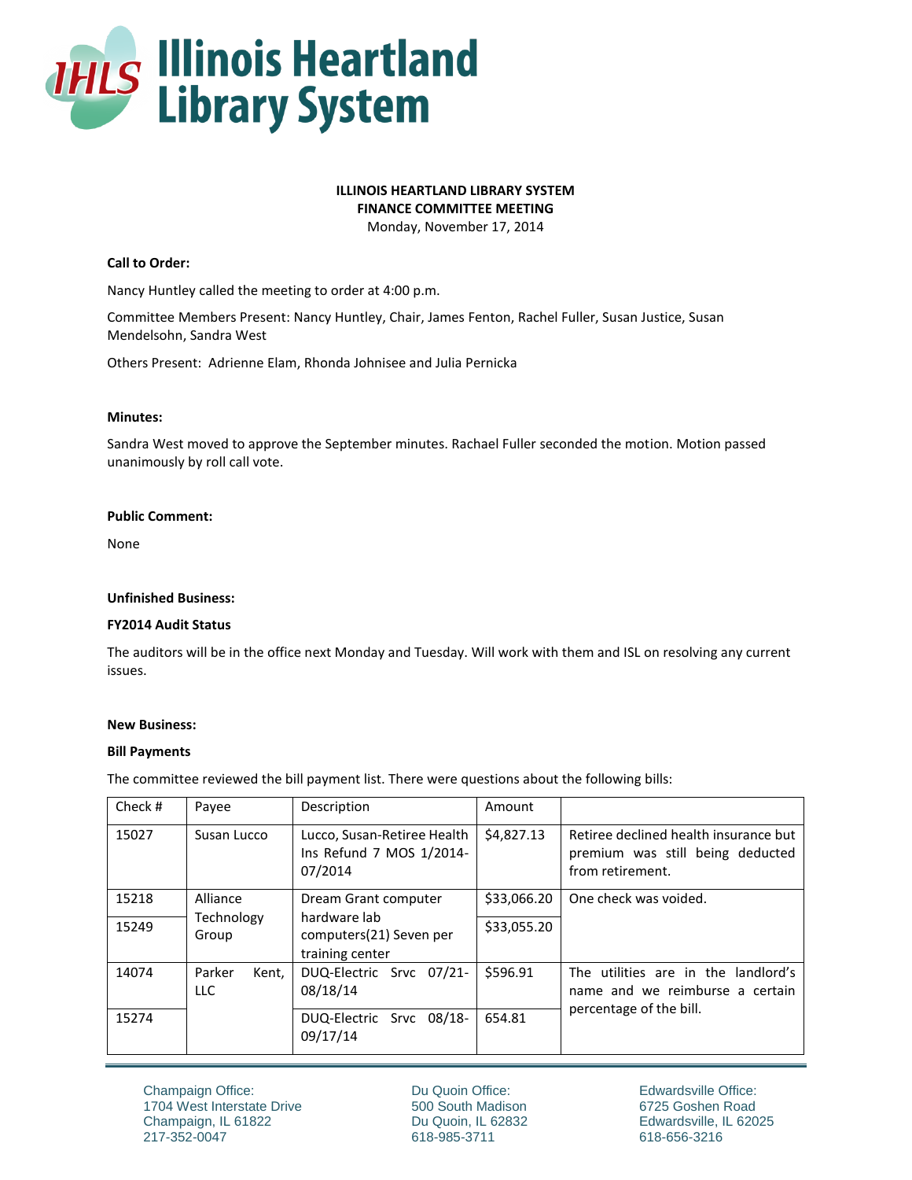# Illinois Heartland Library System

**ILLINOIS HEARTLAND LIBRARY SYSTEM**
**FINANCE COMMITTEE MEETING**
Monday, November 17, 2014

**Call to Order:**

Nancy Huntley called the meeting to order at 4:00 p.m.

Committee Members Present: Nancy Huntley, Chair, James Fenton, Rachel Fuller, Susan Justice, Susan Mendelsohn, Sandra West

Others Present: Adrienne Elam, Rhonda Johnisee and Julia Pernicka

**Minutes:**

Sandra West moved to approve the September minutes. Rachael Fuller seconded the motion. Motion passed unanimously by roll call vote.

**Public Comment:**

None

**Unfinished Business:**

**FY2014 Audit Status**

The auditors will be in the office next Monday and Tuesday. Will work with them and ISL on resolving any current issues.

**New Business:**

**Bill Payments**

The committee reviewed the bill payment list. There were questions about the following bills:

| Check # | Payee | Description | Amount | |
|---|---|---|---|---|
| 15027 | Susan Lucco | Lucco, Susan-Retiree Health Ins Refund 7 MOS 1/2014-07/2014 | $4,827.13 | Retiree declined health insurance but premium was still being deducted from retirement. |
| 15218 | Alliance Technology Group | Dream Grant computer hardware lab computers(21) Seven per training center | $33,066.20 | One check was voided. |
| 15249 | | | $33,055.20 | |
| 14074 | Parker Kent, LLC | DUQ-Electric Srvc 07/21-08/18/14 | $596.91 | The utilities are in the landlord's name and we reimburse a certain percentage of the bill. |
| 15274 | | DUQ-Electric Srvc 08/18-09/17/14 | 654.81 | |

Champaign Office:
1704 West Interstate Drive
Champaign, IL 61822
217-352-0047

Du Quoin Office:
500 South Madison
Du Quoin, IL 62832
618-985-3711

Edwardsville Office:
6725 Goshen Road
Edwardsville, IL 62025
618-656-3216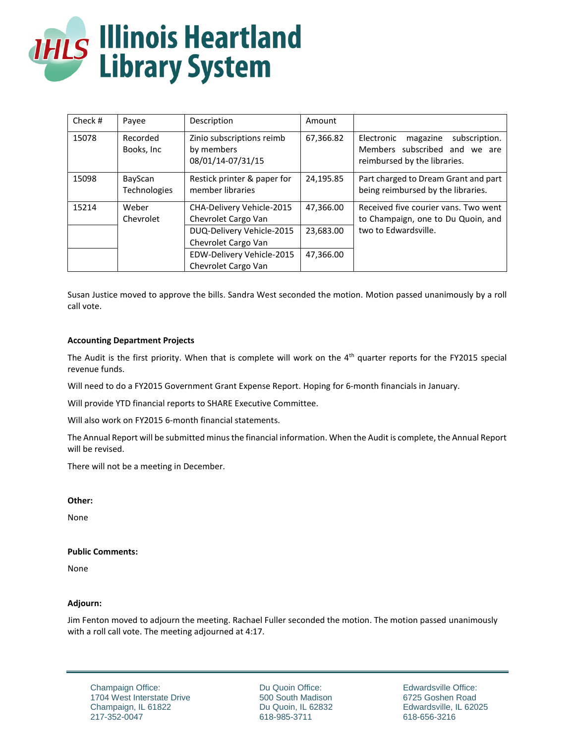| Check # | Payee | Description | Amount | |
|---|---|---|---|---|
| 15078 | Recorded Books, Inc | Zinio subscriptions reimb by members 08/01/14-07/31/15 | 67,366.82 | Electronic magazine subscription. Members subscribed and we are reimbursed by the libraries. |
| 15098 | BayScan Technologies | Restick printer & paper for member libraries | 24,195.85 | Part charged to Dream Grant and part being reimbursed by the libraries. |
| 15214 | Weber Chevrolet | CHA-Delivery Vehicle-2015 Chevrolet Cargo Van | 47,366.00 | Received five courier vans. Two went to Champaign, one to Du Quoin, and two to Edwardsville. |
| | | DUQ-Delivery Vehicle-2015 Chevrolet Cargo Van | 23,683.00 | |
| | | EDW-Delivery Vehicle-2015 Chevrolet Cargo Van | 47,366.00 | |

Susan Justice moved to approve the bills. Sandra West seconded the motion. Motion passed unanimously by a roll call vote.

**Accounting Department Projects**

The Audit is the first priority. When that is complete will work on the 4th quarter reports for the FY2015 special revenue funds.

Will need to do a FY2015 Government Grant Expense Report. Hoping for 6-month financials in January.

Will provide YTD financial reports to SHARE Executive Committee.

Will also work on FY2015 6-month financial statements.

The Annual Report will be submitted minus the financial information. When the Audit is complete, the Annual Report will be revised.

There will not be a meeting in December.

**Other:**

None

**Public Comments:**

None

**Adjourn:**

Jim Fenton moved to adjourn the meeting. Rachael Fuller seconded the motion. The motion passed unanimously with a roll call vote. The meeting adjourned at 4:17.